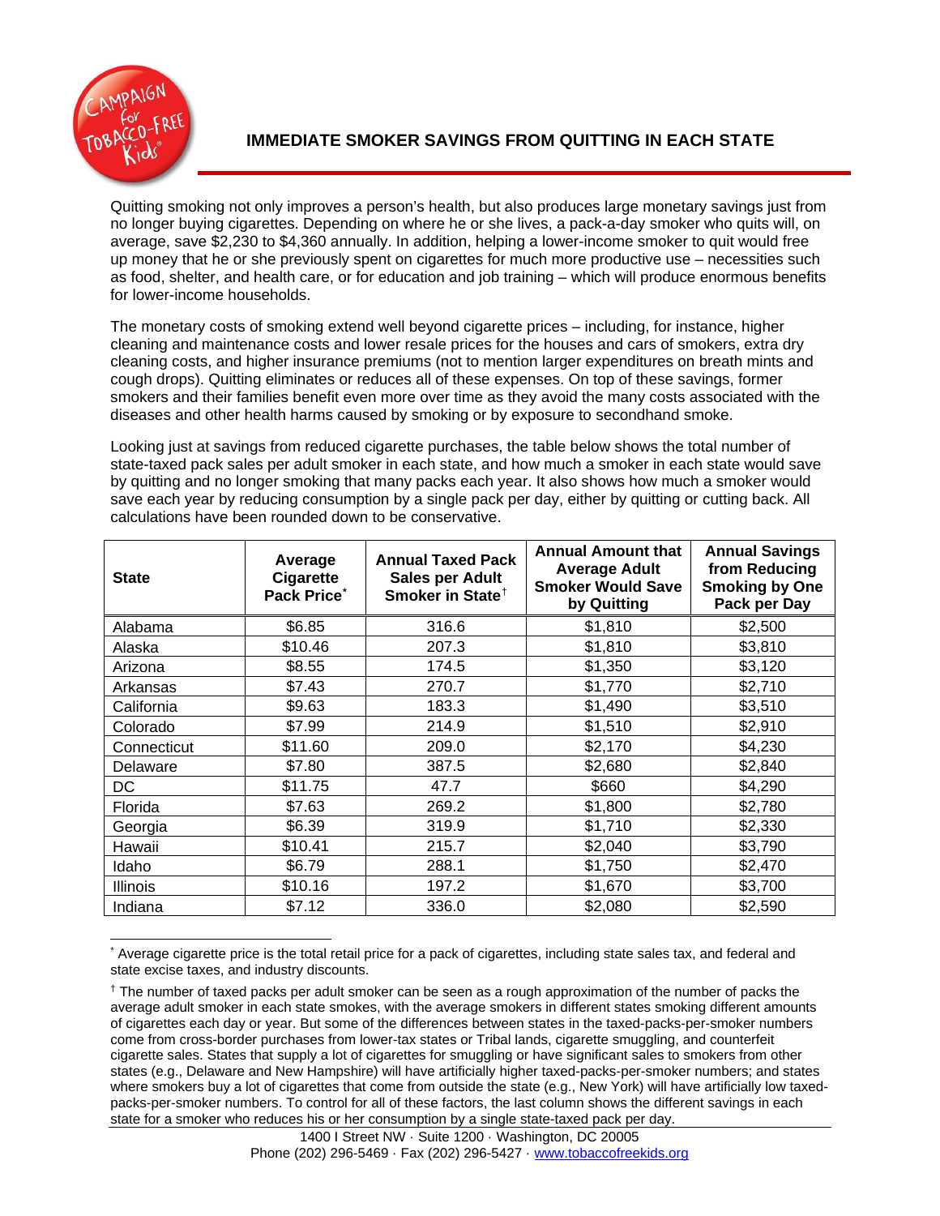# IMMEDIATE SMOKER SAVINGS FROM QUITTING IN EACH STATE

Quitting smoking not only improves a person's health, but also produces large monetary savings just from no longer buying cigarettes. Depending on where he or she lives, a pack-a-day smoker who quits will, on average, save $2,230 to $4,360 annually. In addition, helping a lower-income smoker to quit would free up money that he or she previously spent on cigarettes for much more productive use – necessities such as food, shelter, and health care, or for education and job training – which will produce enormous benefits for lower-income households.

The monetary costs of smoking extend well beyond cigarette prices – including, for instance, higher cleaning and maintenance costs and lower resale prices for the houses and cars of smokers, extra dry cleaning costs, and higher insurance premiums (not to mention larger expenditures on breath mints and cough drops). Quitting eliminates or reduces all of these expenses. On top of these savings, former smokers and their families benefit even more over time as they avoid the many costs associated with the diseases and other health harms caused by smoking or by exposure to secondhand smoke.

Looking just at savings from reduced cigarette purchases, the table below shows the total number of state-taxed pack sales per adult smoker in each state, and how much a smoker in each state would save by quitting and no longer smoking that many packs each year. It also shows how much a smoker would save each year by reducing consumption by a single pack per day, either by quitting or cutting back. All calculations have been rounded down to be conservative.

| State | Average Cigarette Pack Price* | Annual Taxed Pack Sales per Adult Smoker in State† | Annual Amount that Average Adult Smoker Would Save by Quitting | Annual Savings from Reducing Smoking by One Pack per Day |
|---|---|---|---|---|
| Alabama | $6.85 | 316.6 | $1,810 | $2,500 |
| Alaska | $10.46 | 207.3 | $1,810 | $3,810 |
| Arizona | $8.55 | 174.5 | $1,350 | $3,120 |
| Arkansas | $7.43 | 270.7 | $1,770 | $2,710 |
| California | $9.63 | 183.3 | $1,490 | $3,510 |
| Colorado | $7.99 | 214.9 | $1,510 | $2,910 |
| Connecticut | $11.60 | 209.0 | $2,170 | $4,230 |
| Delaware | $7.80 | 387.5 | $2,680 | $2,840 |
| DC | $11.75 | 47.7 | $660 | $4,290 |
| Florida | $7.63 | 269.2 | $1,800 | $2,780 |
| Georgia | $6.39 | 319.9 | $1,710 | $2,330 |
| Hawaii | $10.41 | 215.7 | $2,040 | $3,790 |
| Idaho | $6.79 | 288.1 | $1,750 | $2,470 |
| Illinois | $10.16 | 197.2 | $1,670 | $3,700 |
| Indiana | $7.12 | 336.0 | $2,080 | $2,590 |

\* Average cigarette price is the total retail price for a pack of cigarettes, including state sales tax, and federal and state excise taxes, and industry discounts.

† The number of taxed packs per adult smoker can be seen as a rough approximation of the number of packs the average adult smoker in each state smokes, with the average smokers in different states smoking different amounts of cigarettes each day or year. But some of the differences between states in the taxed-packs-per-smoker numbers come from cross-border purchases from lower-tax states or Tribal lands, cigarette smuggling, and counterfeit cigarette sales. States that supply a lot of cigarettes for smuggling or have significant sales to smokers from other states (e.g., Delaware and New Hampshire) will have artificially higher taxed-packs-per-smoker numbers; and states where smokers buy a lot of cigarettes that come from outside the state (e.g., New York) will have artificially low taxed-packs-per-smoker numbers. To control for all of these factors, the last column shows the different savings in each state for a smoker who reduces his or her consumption by a single state-taxed pack per day.

1400 I Street NW · Suite 1200 · Washington, DC 20005
Phone (202) 296-5469 · Fax (202) 296-5427 · www.tobaccofreekids.org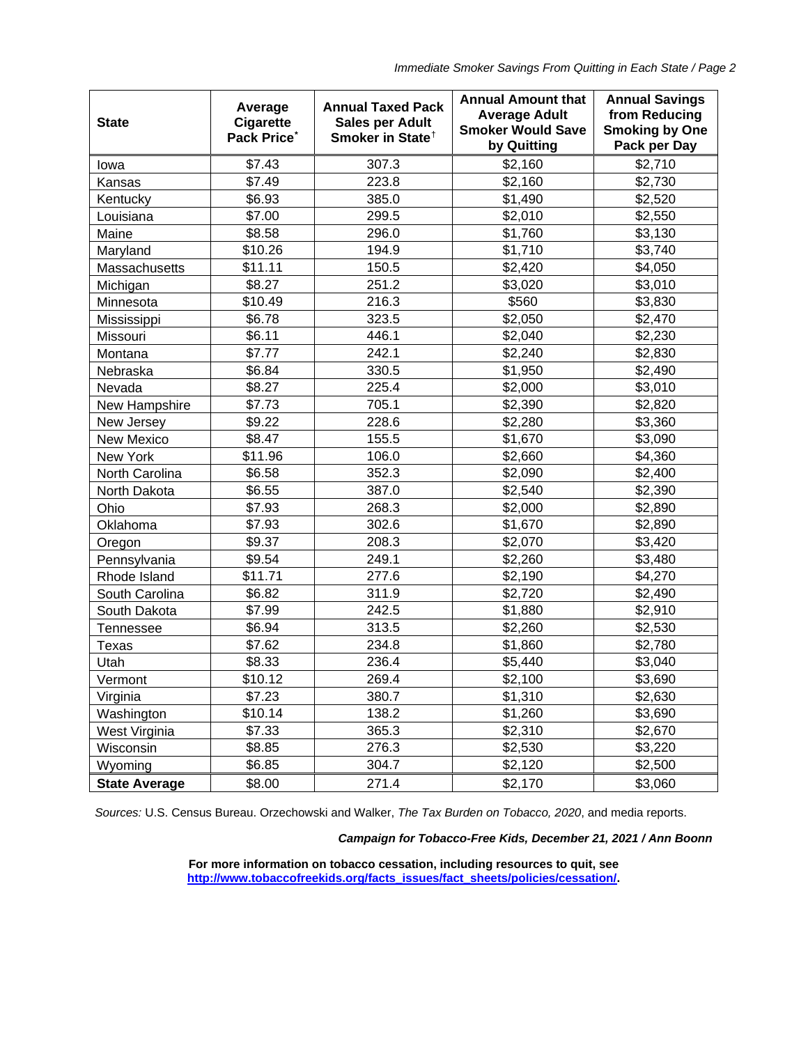| State | Average Cigarette Pack Price[*] | Annual Taxed Pack Sales per Adult Smoker in State[†] | Annual Amount that Average Adult Smoker Would Save by Quitting | Annual Savings from Reducing Smoking by One Pack per Day |
|---|---|---|---|---|
| Iowa | $7.43 | 307.3 | $2,160 | $2,710 |
| Kansas | $7.49 | 223.8 | $2,160 | $2,730 |
| Kentucky | $6.93 | 385.0 | $1,490 | $2,520 |
| Louisiana | $7.00 | 299.5 | $2,010 | $2,550 |
| Maine | $8.58 | 296.0 | $1,760 | $3,130 |
| Maryland | $10.26 | 194.9 | $1,710 | $3,740 |
| Massachusetts | $11.11 | 150.5 | $2,420 | $4,050 |
| Michigan | $8.27 | 251.2 | $3,020 | $3,010 |
| Minnesota | $10.49 | 216.3 | $560 | $3,830 |
| Mississippi | $6.78 | 323.5 | $2,050 | $2,470 |
| Missouri | $6.11 | 446.1 | $2,040 | $2,230 |
| Montana | $7.77 | 242.1 | $2,240 | $2,830 |
| Nebraska | $6.84 | 330.5 | $1,950 | $2,490 |
| Nevada | $8.27 | 225.4 | $2,000 | $3,010 |
| New Hampshire | $7.73 | 705.1 | $2,390 | $2,820 |
| New Jersey | $9.22 | 228.6 | $2,280 | $3,360 |
| New Mexico | $8.47 | 155.5 | $1,670 | $3,090 |
| New York | $11.96 | 106.0 | $2,660 | $4,360 |
| North Carolina | $6.58 | 352.3 | $2,090 | $2,400 |
| North Dakota | $6.55 | 387.0 | $2,540 | $2,390 |
| Ohio | $7.93 | 268.3 | $2,000 | $2,890 |
| Oklahoma | $7.93 | 302.6 | $1,670 | $2,890 |
| Oregon | $9.37 | 208.3 | $2,070 | $3,420 |
| Pennsylvania | $9.54 | 249.1 | $2,260 | $3,480 |
| Rhode Island | $11.71 | 277.6 | $2,190 | $4,270 |
| South Carolina | $6.82 | 311.9 | $2,720 | $2,490 |
| South Dakota | $7.99 | 242.5 | $1,880 | $2,910 |
| Tennessee | $6.94 | 313.5 | $2,260 | $2,530 |
| Texas | $7.62 | 234.8 | $1,860 | $2,780 |
| Utah | $8.33 | 236.4 | $5,440 | $3,040 |
| Vermont | $10.12 | 269.4 | $2,100 | $3,690 |
| Virginia | $7.23 | 380.7 | $1,310 | $2,630 |
| Washington | $10.14 | 138.2 | $1,260 | $3,690 |
| West Virginia | $7.33 | 365.3 | $2,310 | $2,670 |
| Wisconsin | $8.85 | 276.3 | $2,530 | $3,220 |
| Wyoming | $6.85 | 304.7 | $2,120 | $2,500 |
| **State Average** | $8.00 | 271.4 | $2,170 | $3,060 |

*Sources:* U.S. Census Bureau. Orzechowski and Walker, *The Tax Burden on Tobacco, 2020*, and media reports.

***Campaign for Tobacco-Free Kids, December 21, 2021 / Ann Boonn***

**For more information on tobacco cessation, including resources to quit, see [http://www.tobaccofreekids.org/facts_issues/fact_sheets/policies/cessation/](http://www.tobaccofreekids.org/facts_issues/fact_sheets/policies/cessation/).**